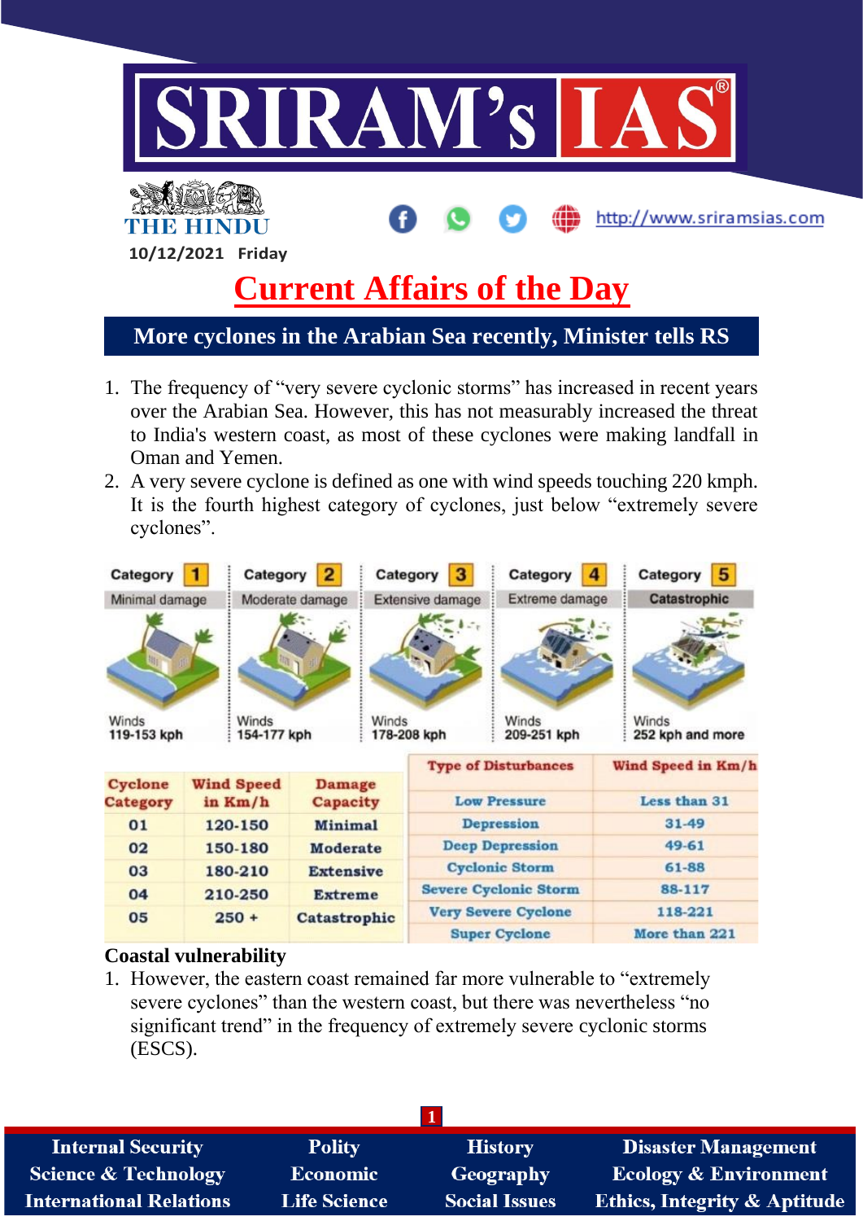10/12/2021 Friday

# Current Affairs of the Day

## More cyclones in the Arabian Sea recently, Minister tells RS

1. The frequency of "very severe cyclonic storms" has increased in recent years over the Arabian Sea. However, this has not measurably increased the threat to India's western coast, as most of these cyclones were making landfall in Oman and Yemen.
2. A very severe cyclone is defined as one with wind speeds touching 220 kmph. It is the fourth highest category of cyclones, just below "extremely severe cyclones".

| Category 1 | Category 2 | Category 3 | Category 4 | Category 5 |
|---|---|---|---|---|
| Minimal damage | Moderate damage | Extensive damage | Extreme damage | Catastrophic |
| Winds 119-153 kph | Winds 154-177 kph | Winds 178-208 kph | Winds 209-251 kph | Winds 252 kph and more |

| Cyclone Category | Wind Speed in Km/h | Damage Capacity |
|---|---|---|
| 01 | 120-150 | Minimal |
| 02 | 150-180 | Moderate |
| 03 | 180-210 | Extensive |
| 04 | 210-250 | Extreme |
| 05 | 250 + | Catastrophic |

| Type of Disturbances | Wind Speed in Km/h |
|---|---|
| Low Pressure | Less than 31 |
| Depression | 31-49 |
| Deep Depression | 49-61 |
| Cyclonic Storm | 61-88 |
| Severe Cyclonic Storm | 88-117 |
| Very Severe Cyclone | 118-221 |
| Super Cyclone | More than 221 |

### Coastal vulnerability

1. However, the eastern coast remained far more vulnerable to "extremely severe cyclones" than the western coast, but there was nevertheless "no significant trend" in the frequency of extremely severe cyclonic storms (ESCS).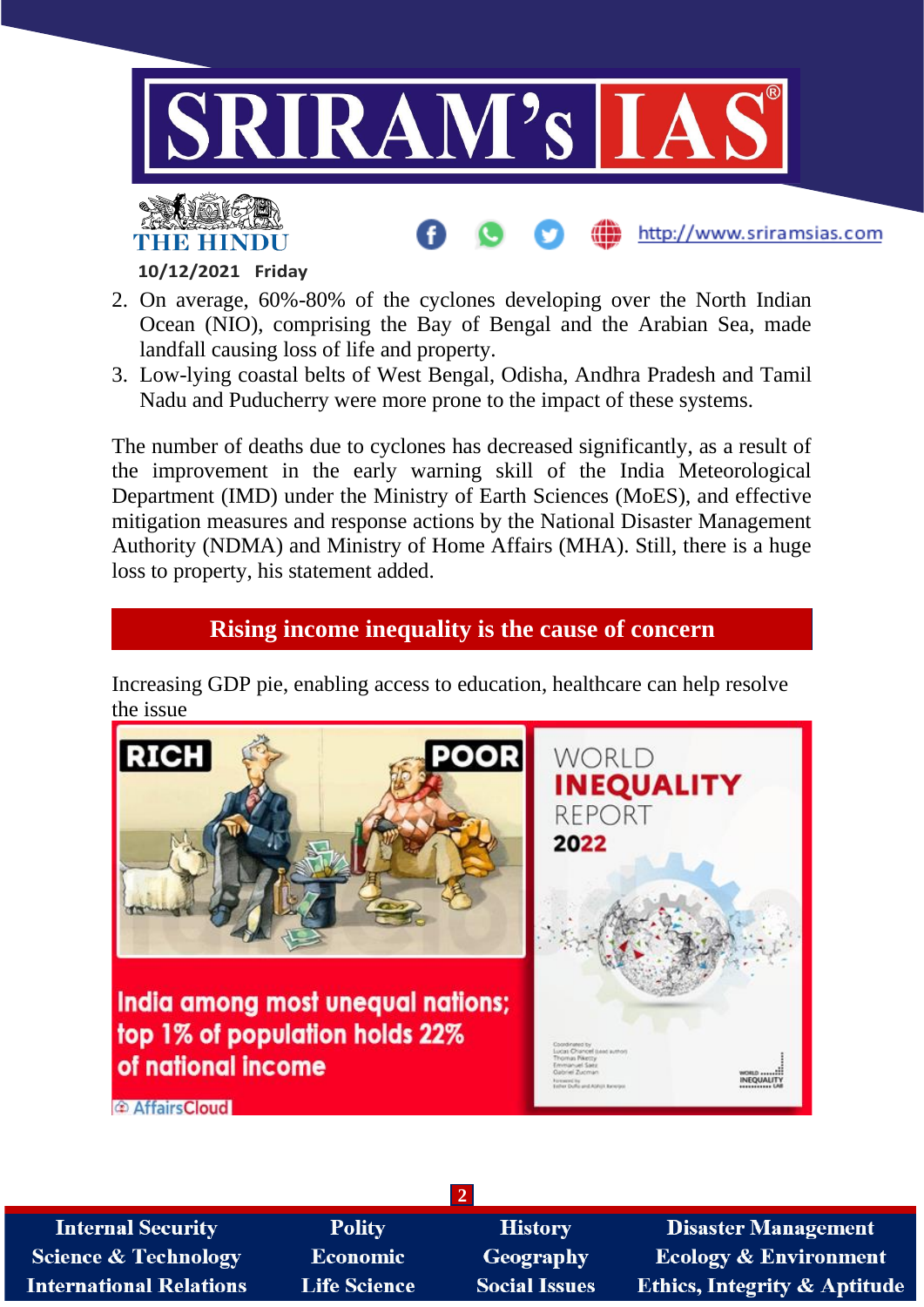2. On average, 60%-80% of the cyclones developing over the North Indian Ocean (NIO), comprising the Bay of Bengal and the Arabian Sea, made landfall causing loss of life and property.
3. Low-lying coastal belts of West Bengal, Odisha, Andhra Pradesh and Tamil Nadu and Puducherry were more prone to the impact of these systems.

The number of deaths due to cyclones has decreased significantly, as a result of the improvement in the early warning skill of the India Meteorological Department (IMD) under the Ministry of Earth Sciences (MoES), and effective mitigation measures and response actions by the National Disaster Management Authority (NDMA) and Ministry of Home Affairs (MHA). Still, there is a huge loss to property, his statement added.

## Rising income inequality is the cause of concern

Increasing GDP pie, enabling access to education, healthcare can help resolve the issue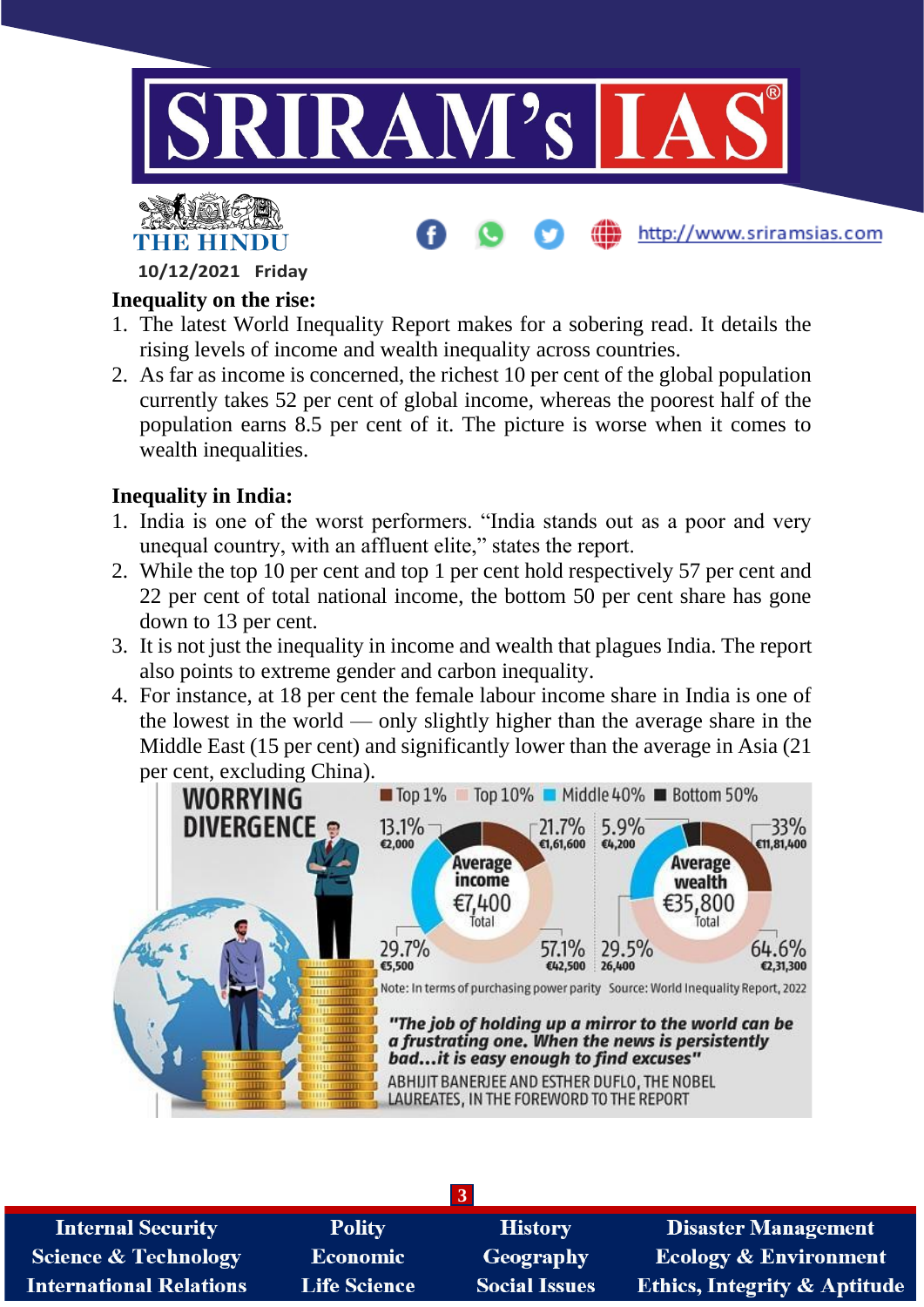## Inequality on the rise:

1. The latest World Inequality Report makes for a sobering read. It details the rising levels of income and wealth inequality across countries.
2. As far as income is concerned, the richest 10 per cent of the global population currently takes 52 per cent of global income, whereas the poorest half of the population earns 8.5 per cent of it. The picture is worse when it comes to wealth inequalities.

## Inequality in India:

1. India is one of the worst performers. "India stands out as a poor and very unequal country, with an affluent elite," states the report.
2. While the top 10 per cent and top 1 per cent hold respectively 57 per cent and 22 per cent of total national income, the bottom 50 per cent share has gone down to 13 per cent.
3. It is not just the inequality in income and wealth that plagues India. The report also points to extreme gender and carbon inequality.
4. For instance, at 18 per cent the female labour income share in India is one of the lowest in the world — only slightly higher than the average share in the Middle East (15 per cent) and significantly lower than the average in Asia (21 per cent, excluding China).

**WORRYING DIVERGENCE**

| | Average income (€7,400 Total) | Average wealth (€35,800 Total) |
|---|---|---|
| Top 1% | 21.7% (€1,61,600) | 33% (€11,81,400) |
| Top 10% | 57.1% (€42,500) | 64.6% (€2,31,300) |
| Middle 40% | 29.7% (€5,500) | 29.5% (26,400) |
| Bottom 50% | 13.1% (€2,000) | 5.9% (€4,200) |

Note: In terms of purchasing power parity. Source: World Inequality Report, 2022

*"The job of holding up a mirror to the world can be a frustrating one. When the news is persistently bad...it is easy enough to find excuses"*

ABHIJIT BANERJEE AND ESTHER DUFLO, THE NOBEL LAUREATES, IN THE FOREWORD TO THE REPORT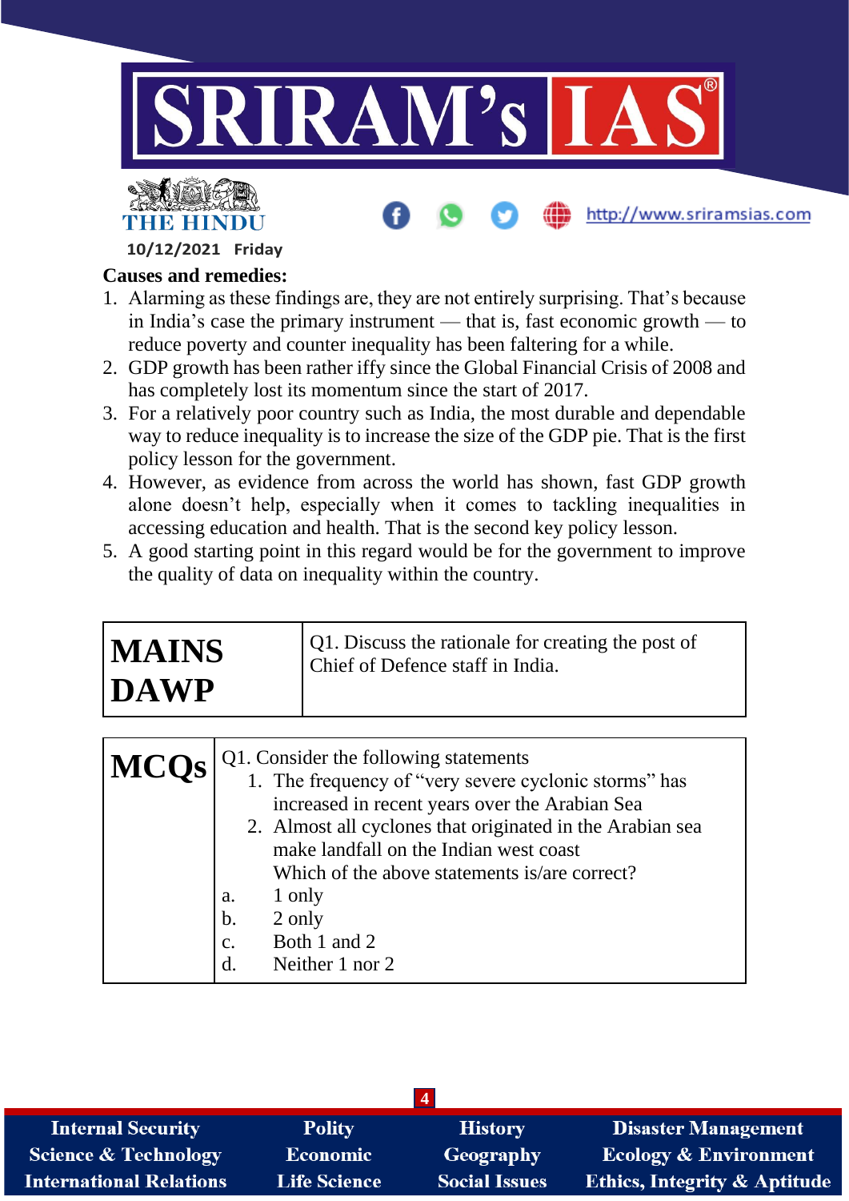**Causes and remedies:**

1. Alarming as these findings are, they are not entirely surprising. That's because in India's case the primary instrument — that is, fast economic growth — to reduce poverty and counter inequality has been faltering for a while.
2. GDP growth has been rather iffy since the Global Financial Crisis of 2008 and has completely lost its momentum since the start of 2017.
3. For a relatively poor country such as India, the most durable and dependable way to reduce inequality is to increase the size of the GDP pie. That is the first policy lesson for the government.
4. However, as evidence from across the world has shown, fast GDP growth alone doesn't help, especially when it comes to tackling inequalities in accessing education and health. That is the second key policy lesson.
5. A good starting point in this regard would be for the government to improve the quality of data on inequality within the country.

| | |
|---|---|
| **MAINS DAWP** | Q1. Discuss the rationale for creating the post of Chief of Defence staff in India. |

| | |
|---|---|
| **MCQs** | Q1. Consider the following statements<br>1. The frequency of "very severe cyclonic storms" has increased in recent years over the Arabian Sea<br>2. Almost all cyclones that originated in the Arabian sea make landfall on the Indian west coast<br>Which of the above statements is/are correct?<br>a. 1 only<br>b. 2 only<br>c. Both 1 and 2<br>d. Neither 1 nor 2 |